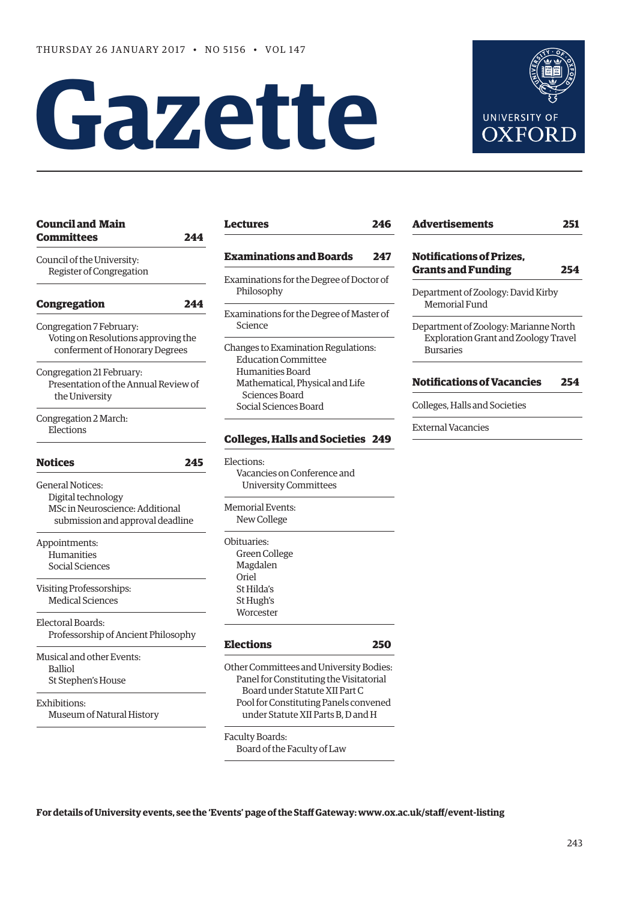THURSDAY 26 JANUARY 2017 • NO 5156 • VOL 147

# Gazette

UNIVERSITY OF OXFORD

## Council and Main Committees 244

Council of the University:
- Register of Congregation

## Congregation 244

Congregation 7 February:
- Voting on Resolutions approving the conferment of Honorary Degrees

Congregation 21 February:
- Presentation of the Annual Review of the University

Congregation 2 March:
- Elections

## Notices 245

General Notices:
- Digital technology
- MSc in Neuroscience: Additional submission and approval deadline

Appointments:
- Humanities
- Social Sciences

Visiting Professorships:
- Medical Sciences

Electoral Boards:
- Professorship of Ancient Philosophy

Musical and other Events:
- Balliol
- St Stephen's House

Exhibitions:
- Museum of Natural History

## Lectures 246

## Examinations and Boards 247

Examinations for the Degree of Doctor of Philosophy

Examinations for the Degree of Master of Science

Changes to Examination Regulations:
- Education Committee
- Humanities Board
- Mathematical, Physical and Life Sciences Board
- Social Sciences Board

## Colleges, Halls and Societies 249

Elections:
- Vacancies on Conference and University Committees

Memorial Events:
- New College

Obituaries:
- Green College
- Magdalen
- Oriel
- St Hilda's
- St Hugh's
- Worcester

## Elections 250

Other Committees and University Bodies:
- Panel for Constituting the Visitatorial Board under Statute XII Part C
- Pool for Constituting Panels convened under Statute XII Parts B, D and H

Faculty Boards:
- Board of the Faculty of Law

## Advertisements 251

## Notifications of Prizes, Grants and Funding 254

Department of Zoology: David Kirby Memorial Fund

Department of Zoology: Marianne North Exploration Grant and Zoology Travel Bursaries

## Notifications of Vacancies 254

Colleges, Halls and Societies

External Vacancies

**For details of University events, see the 'Events' page of the Staff Gateway: www.ox.ac.uk/staff/event-listing**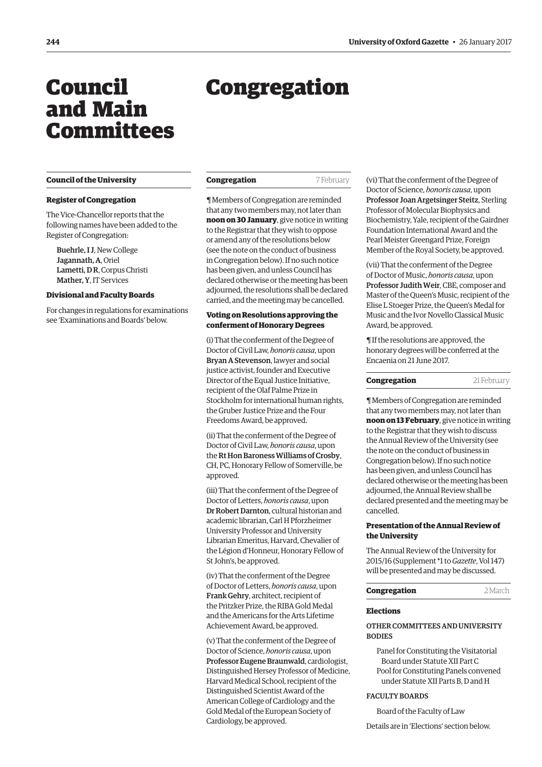# Council and Main Committees

## Council of the University

### Register of Congregation

The Vice-Chancellor reports that the following names have been added to the Register of Congregation:

**Buehrle, I J**, New College
**Jagannath, A**, Oriel
**Lametti, D R**, Corpus Christi
**Mather, Y**, IT Services

### Divisional and Faculty Boards

For changes in regulations for examinations see 'Examinations and Boards' below.

# Congregation

## Congregation 7 February

¶ Members of Congregation are reminded that any two members may, not later than **noon on 30 January**, give notice in writing to the Registrar that they wish to oppose or amend any of the resolutions below (see the note on the conduct of business in Congregation below). If no such notice has been given, and unless Council has declared otherwise or the meeting has been adjourned, the resolutions shall be declared carried, and the meeting may be cancelled.

### Voting on Resolutions approving the conferment of Honorary Degrees

(i) That the conferment of the Degree of Doctor of Civil Law, *honoris causa*, upon **Bryan A Stevenson**, lawyer and social justice activist, founder and Executive Director of the Equal Justice Initiative, recipient of the Olaf Palme Prize in Stockholm for international human rights, the Gruber Justice Prize and the Four Freedoms Award, be approved.

(ii) That the conferment of the Degree of Doctor of Civil Law, *honoris causa*, upon the **Rt Hon Baroness Williams of Crosby**, CH, PC, Honorary Fellow of Somerville, be approved.

(iii) That the conferment of the Degree of Doctor of Letters, *honoris causa*, upon **Dr Robert Darnton**, cultural historian and academic librarian, Carl H Pforzheimer University Professor and University Librarian Emeritus, Harvard, Chevalier of the Légion d'Honneur, Honorary Fellow of St John's, be approved.

(iv) That the conferment of the Degree of Doctor of Letters, *honoris causa*, upon **Frank Gehry**, architect, recipient of the Pritzker Prize, the RIBA Gold Medal and the Americans for the Arts Lifetime Achievement Award, be approved.

(v) That the conferment of the Degree of Doctor of Science, *honoris causa*, upon **Professor Eugene Braunwald**, cardiologist, Distinguished Hersey Professor of Medicine, Harvard Medical School, recipient of the Distinguished Scientist Award of the American College of Cardiology and the Gold Medal of the European Society of Cardiology, be approved.

(vi) That the conferment of the Degree of Doctor of Science, *honoris causa*, upon **Professor Joan Argetsinger Steitz**, Sterling Professor of Molecular Biophysics and Biochemistry, Yale, recipient of the Gairdner Foundation International Award and the Pearl Meister Greengard Prize, Foreign Member of the Royal Society, be approved.

(vii) That the conferment of the Degree of Doctor of Music, *honoris causa*, upon **Professor Judith Weir**, CBE, composer and Master of the Queen's Music, recipient of the Elise L Stoeger Prize, the Queen's Medal for Music and the Ivor Novello Classical Music Award, be approved.

¶ If the resolutions are approved, the honorary degrees will be conferred at the Encaenia on 21 June 2017.

## Congregation 21 February

¶ Members of Congregation are reminded that any two members may, not later than **noon on 13 February**, give notice in writing to the Registrar that they wish to discuss the Annual Review of the University (see the note on the conduct of business in Congregation below). If no such notice has been given, and unless Council has declared otherwise or the meeting has been adjourned, the Annual Review shall be declared presented and the meeting may be cancelled.

### Presentation of the Annual Review of the University

The Annual Review of the University for 2015/16 (Supplement *1 to *Gazette*, Vol 147) will be presented and may be discussed.

## Congregation 2 March

### Elections

OTHER COMMITTEES AND UNIVERSITY BODIES

Panel for Constituting the Visitatorial Board under Statute XII Part C
Pool for Constituting Panels convened under Statute XII Parts B, D and H

FACULTY BOARDS

Board of the Faculty of Law

Details are in 'Elections' section below.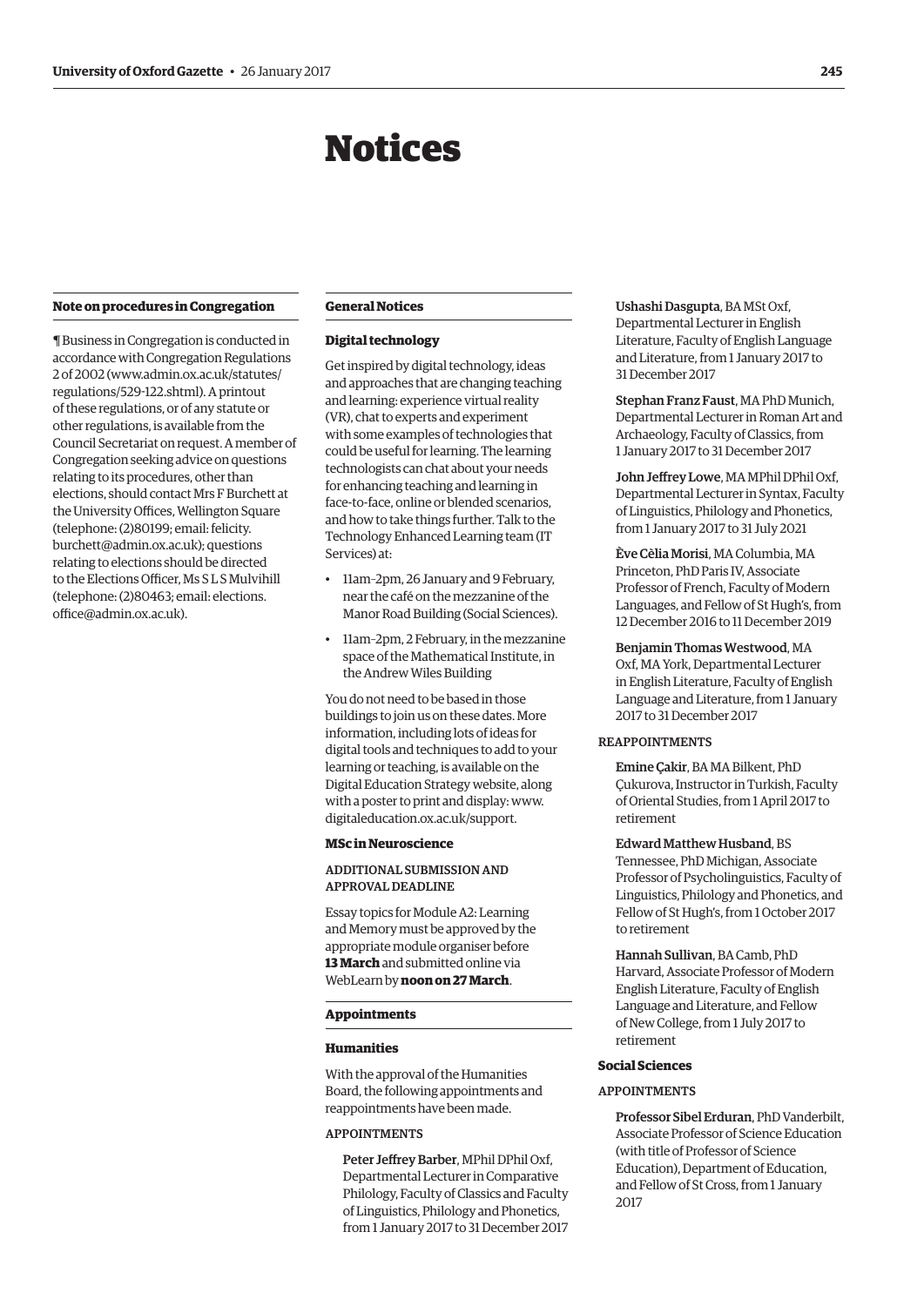# Notices

### Note on procedures in Congregation

¶ Business in Congregation is conducted in accordance with Congregation Regulations 2 of 2002 (www.admin.ox.ac.uk/statutes/regulations/529-122.shtml). A printout of these regulations, or of any statute or other regulations, is available from the Council Secretariat on request. A member of Congregation seeking advice on questions relating to its procedures, other than elections, should contact Mrs F Burchett at the University Offices, Wellington Square (telephone: (2)80199; email: felicity.burchett@admin.ox.ac.uk); questions relating to elections should be directed to the Elections Officer, Ms S L S Mulvihill (telephone: (2)80463; email: elections.office@admin.ox.ac.uk).

### General Notices

#### Digital technology

Get inspired by digital technology, ideas and approaches that are changing teaching and learning: experience virtual reality (VR), chat to experts and experiment with some examples of technologies that could be useful for learning. The learning technologists can chat about your needs for enhancing teaching and learning in face-to-face, online or blended scenarios, and how to take things further. Talk to the Technology Enhanced Learning team (IT Services) at:

- 11am–2pm, 26 January and 9 February, near the café on the mezzanine of the Manor Road Building (Social Sciences).
- 11am–2pm, 2 February, in the mezzanine space of the Mathematical Institute, in the Andrew Wiles Building

You do not need to be based in those buildings to join us on these dates. More information, including lots of ideas for digital tools and techniques to add to your learning or teaching, is available on the Digital Education Strategy website, along with a poster to print and display: www.digitaleducation.ox.ac.uk/support.

#### MSc in Neuroscience

ADDITIONAL SUBMISSION AND APPROVAL DEADLINE

Essay topics for Module A2: Learning and Memory must be approved by the appropriate module organiser before **13 March** and submitted online via WebLearn by **noon on 27 March**.

### Appointments

#### Humanities

With the approval of the Humanities Board, the following appointments and reappointments have been made.

APPOINTMENTS

**Peter Jeffrey Barber**, MPhil DPhil Oxf, Departmental Lecturer in Comparative Philology, Faculty of Classics and Faculty of Linguistics, Philology and Phonetics, from 1 January 2017 to 31 December 2017

**Ushashi Dasgupta**, BA MSt Oxf, Departmental Lecturer in English Literature, Faculty of English Language and Literature, from 1 January 2017 to 31 December 2017

**Stephan Franz Faust**, MA PhD Munich, Departmental Lecturer in Roman Art and Archaeology, Faculty of Classics, from 1 January 2017 to 31 December 2017

**John Jeffrey Lowe**, MA MPhil DPhil Oxf, Departmental Lecturer in Syntax, Faculty of Linguistics, Philology and Phonetics, from 1 January 2017 to 31 July 2021

**Ève Cèlia Morisi**, MA Columbia, MA Princeton, PhD Paris IV, Associate Professor of French, Faculty of Modern Languages, and Fellow of St Hugh's, from 12 December 2016 to 11 December 2019

**Benjamin Thomas Westwood**, MA Oxf, MA York, Departmental Lecturer in English Literature, Faculty of English Language and Literature, from 1 January 2017 to 31 December 2017

REAPPOINTMENTS

**Emine Çakir**, BA MA Bilkent, PhD Çukurova, Instructor in Turkish, Faculty of Oriental Studies, from 1 April 2017 to retirement

**Edward Matthew Husband**, BS Tennessee, PhD Michigan, Associate Professor of Psycholinguistics, Faculty of Linguistics, Philology and Phonetics, and Fellow of St Hugh's, from 1 October 2017 to retirement

**Hannah Sullivan**, BA Camb, PhD Harvard, Associate Professor of Modern English Literature, Faculty of English Language and Literature, and Fellow of New College, from 1 July 2017 to retirement

#### Social Sciences

APPOINTMENTS

**Professor Sibel Erduran**, PhD Vanderbilt, Associate Professor of Science Education (with title of Professor of Science Education), Department of Education, and Fellow of St Cross, from 1 January 2017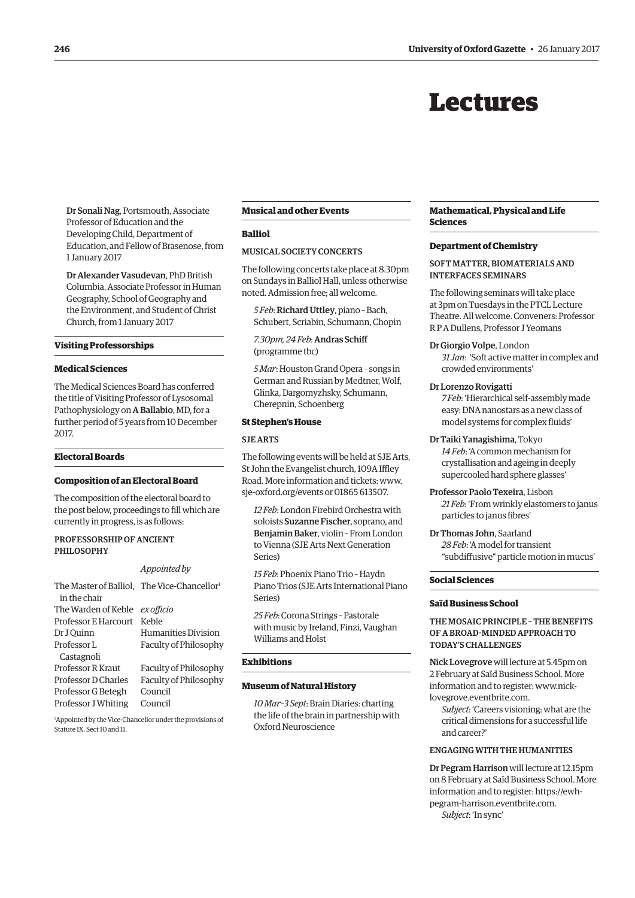# Lectures

Dr Sonali Nag, Portsmouth, Associate Professor of Education and the Developing Child, Department of Education, and Fellow of Brasenose, from 1 January 2017

Dr Alexander Vasudevan, PhD British Columbia, Associate Professor in Human Geography, School of Geography and the Environment, and Student of Christ Church, from 1 January 2017

## Visiting Professorships

### Medical Sciences

The Medical Sciences Board has conferred the title of Visiting Professor of Lysosomal Pathophysiology on **A Ballabio**, MD, for a further period of 5 years from 10 December 2017.

## Electoral Boards

### Composition of an Electoral Board

The composition of the electoral board to the post below, proceedings to fill which are currently in progress, is as follows:

PROFESSORSHIP OF ANCIENT PHILOSOPHY

| | *Appointed by* |
|---|---|
| The Master of Balliol, in the chair | The Vice-Chancellor[1] |
| The Warden of Keble | *ex officio* |
| Professor E Harcourt | Keble |
| Dr J Quinn | Humanities Division |
| Professor L Castagnoli | Faculty of Philosophy |
| Professor R Kraut | Faculty of Philosophy |
| Professor D Charles | Faculty of Philosophy |
| Professor G Betegh | Council |
| Professor J Whiting | Council |

[1] Appointed by the Vice-Chancellor under the provisions of Statute IX, Sect 10 and 11.

## Musical and other Events

### Balliol

MUSICAL SOCIETY CONCERTS

The following concerts take place at 8.30pm on Sundays in Balliol Hall, unless otherwise noted. Admission free; all welcome.

*5 Feb*: **Richard Uttley**, piano – Bach, Schubert, Scriabin, Schumann, Chopin

*7.30pm, 24 Feb*: **Andras Schiff** (programme tbc)

*5 Mar*: Houston Grand Opera – songs in German and Russian by Medtner, Wolf, Glinka, Dargomyzhsky, Schumann, Cherepnin, Schoenberg

### St Stephen's House

SJE ARTS

The following events will be held at SJE Arts, St John the Evangelist church, 109A Iffley Road. More information and tickets: www.sje-oxford.org/events or 01865 613507.

*12 Feb*: London Firebird Orchestra with soloists **Suzanne Fischer**, soprano, and **Benjamin Baker**, violin – From London to Vienna (SJE Arts Next Generation Series)

*15 Feb*: Phoenix Piano Trio – Haydn Piano Trios (SJE Arts International Piano Series)

*25 Feb*: Corona Strings – Pastorale with music by Ireland, Finzi, Vaughan Williams and Holst

## Exhibitions

### Museum of Natural History

*10 Mar–3 Sept*: Brain Diaries: charting the life of the brain in partnership with Oxford Neuroscience

## Mathematical, Physical and Life Sciences

### Department of Chemistry

SOFT MATTER, BIOMATERIALS AND INTERFACES SEMINARS

The following seminars will take place at 3pm on Tuesdays in the PTCL Lecture Theatre. All welcome. Conveners: Professor R P A Dullens, Professor J Yeomans

Dr Giorgio Volpe, London
*31 Jan*: 'Soft active matter in complex and crowded environments'

Dr Lorenzo Rovigatti
*7 Feb*: 'Hierarchical self-assembly made easy: DNA nanostars as a new class of model systems for complex fluids'

Dr Taiki Yanagishima, Tokyo
*14 Feb*: 'A common mechanism for crystallisation and ageing in deeply supercooled hard sphere glasses'

Professor Paolo Texeira, Lisbon
*21 Feb*: 'From wrinkly elastomers to janus particles to janus fibres'

Dr Thomas John, Saarland
*28 Feb*: 'A model for transient "subdiffusive" particle motion in mucus'

## Social Sciences

### Saïd Business School

THE MOSAIC PRINCIPLE – THE BENEFITS OF A BROAD-MINDED APPROACH TO TODAY'S CHALLENGES

**Nick Lovegrove** will lecture at 5.45pm on 2 February at Saïd Business School. More information and to register: www.nick-lovegrove.eventbrite.com.
*Subject*: 'Careers visioning: what are the critical dimensions for a successful life and career?'

ENGAGING WITH THE HUMANITIES

**Dr Pegram Harrison** will lecture at 12.15pm on 8 February at Saïd Business School. More information and to register: https://ewh-pegram-harrison.eventbrite.com.
*Subject*: 'In sync'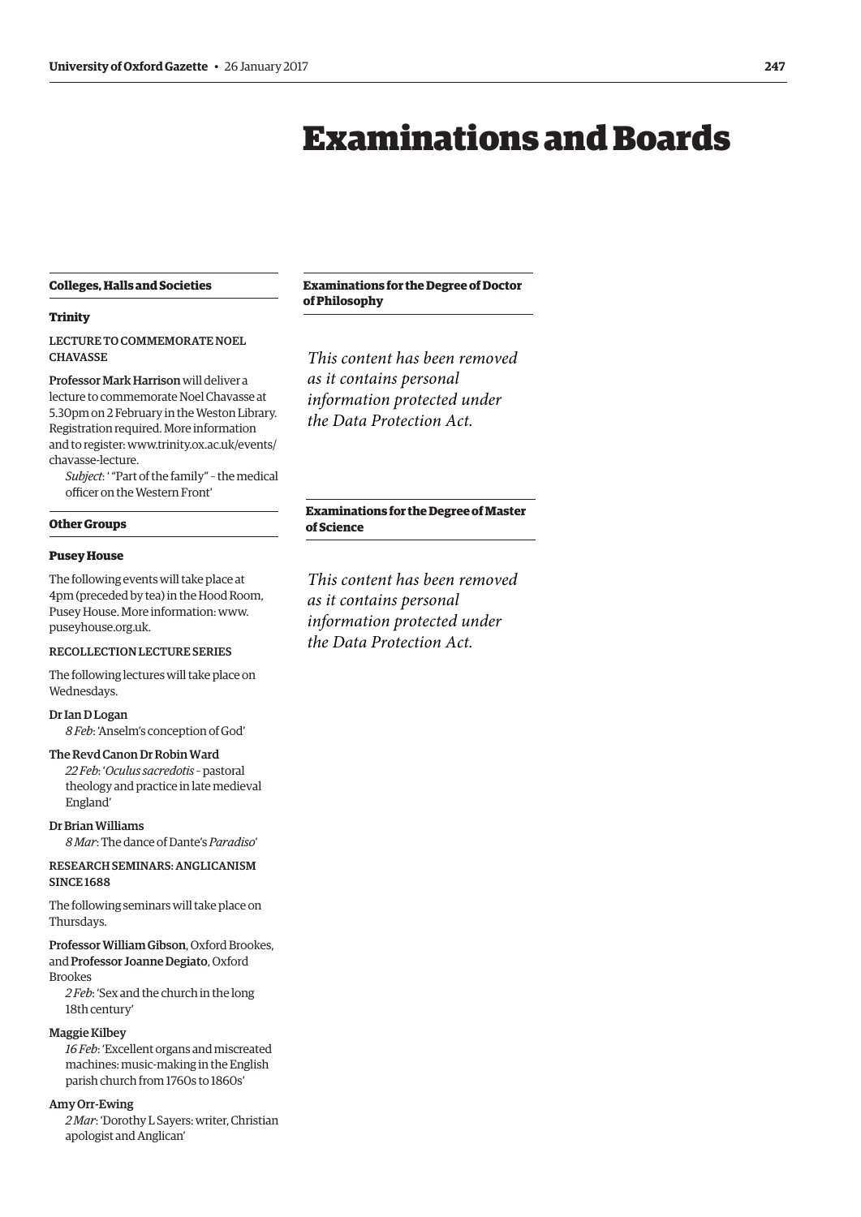# Examinations and Boards

## Colleges, Halls and Societies

### Trinity

LECTURE TO COMMEMORATE NOEL CHAVASSE

**Professor Mark Harrison** will deliver a lecture to commemorate Noel Chavasse at 5.30pm on 2 February in the Weston Library. Registration required. More information and to register: www.trinity.ox.ac.uk/events/chavasse-lecture.

*Subject*: ' "Part of the family" – the medical officer on the Western Front'

## Other Groups

### Pusey House

The following events will take place at 4pm (preceded by tea) in the Hood Room, Pusey House. More information: www.puseyhouse.org.uk.

RECOLLECTION LECTURE SERIES

The following lectures will take place on Wednesdays.

Dr Ian D Logan
*8 Feb*: 'Anselm's conception of God'

The Revd Canon Dr Robin Ward
*22 Feb*: '*Oculus sacredotis* – pastoral theology and practice in late medieval England'

Dr Brian Williams
*8 Mar*: The dance of Dante's *Paradiso*'

RESEARCH SEMINARS: ANGLICANISM SINCE 1688

The following seminars will take place on Thursdays.

**Professor William Gibson**, Oxford Brookes, and **Professor Joanne Degiato**, Oxford Brookes
*2 Feb*: 'Sex and the church in the long 18th century'

Maggie Kilbey
*16 Feb*: 'Excellent organs and miscreated machines: music-making in the English parish church from 1760s to 1860s'

Amy Orr-Ewing
*2 Mar*: 'Dorothy L Sayers: writer, Christian apologist and Anglican'

## Examinations for the Degree of Doctor of Philosophy

*This content has been removed as it contains personal information protected under the Data Protection Act.*

## Examinations for the Degree of Master of Science

*This content has been removed as it contains personal information protected under the Data Protection Act.*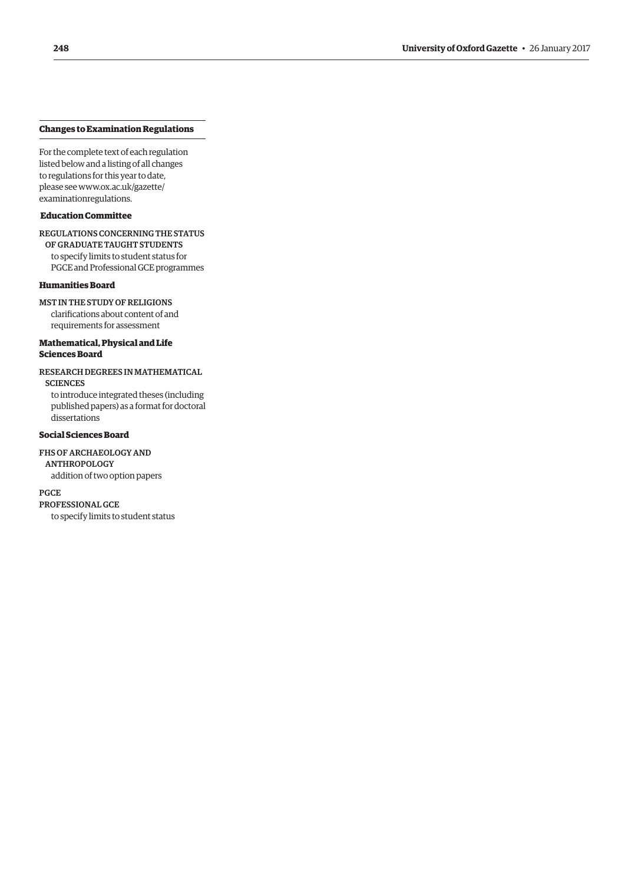## Changes to Examination Regulations

For the complete text of each regulation listed below and a listing of all changes to regulations for this year to date, please see www.ox.ac.uk/gazette/examinationregulations.

### Education Committee

REGULATIONS CONCERNING THE STATUS OF GRADUATE TAUGHT STUDENTS
to specify limits to student status for PGCE and Professional GCE programmes

### Humanities Board

MST IN THE STUDY OF RELIGIONS
clarifications about content of and requirements for assessment

### Mathematical, Physical and Life Sciences Board

RESEARCH DEGREES IN MATHEMATICAL SCIENCES
to introduce integrated theses (including published papers) as a format for doctoral dissertations

### Social Sciences Board

FHS OF ARCHAEOLOGY AND ANTHROPOLOGY
addition of two option papers

PGCE
PROFESSIONAL GCE
to specify limits to student status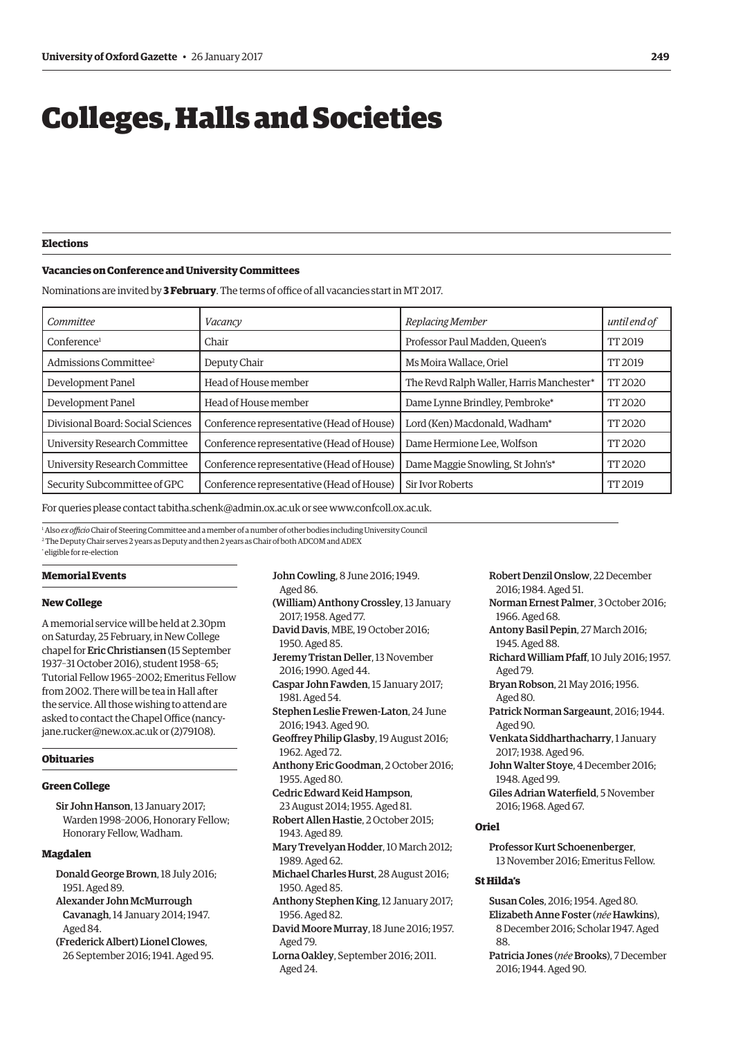# Colleges, Halls and Societies

## Elections

### Vacancies on Conference and University Committees

Nominations are invited by **3 February**. The terms of office of all vacancies start in MT 2017.

| *Committee* | *Vacancy* | *Replacing Member* | *until end of* |
| --- | --- | --- | --- |
| Conference[1] | Chair | Professor Paul Madden, Queen's | TT 2019 |
| Admissions Committee[2] | Deputy Chair | Ms Moira Wallace, Oriel | TT 2019 |
| Development Panel | Head of House member | The Revd Ralph Waller, Harris Manchester* | TT 2020 |
| Development Panel | Head of House member | Dame Lynne Brindley, Pembroke* | TT 2020 |
| Divisional Board: Social Sciences | Conference representative (Head of House) | Lord (Ken) Macdonald, Wadham* | TT 2020 |
| University Research Committee | Conference representative (Head of House) | Dame Hermione Lee, Wolfson | TT 2020 |
| University Research Committee | Conference representative (Head of House) | Dame Maggie Snowling, St John's* | TT 2020 |
| Security Subcommittee of GPC | Conference representative (Head of House) | Sir Ivor Roberts | TT 2019 |

For queries please contact tabitha.schenk@admin.ox.ac.uk or see www.confcoll.ox.ac.uk.

[1] Also *ex officio* Chair of Steering Committee and a member of a number of other bodies including University Council
[2] The Deputy Chair serves 2 years as Deputy and then 2 years as Chair of both ADCOM and ADEX
* eligible for re-election

## Memorial Events

### New College

A memorial service will be held at 2.30pm on Saturday, 25 February, in New College chapel for **Eric Christiansen** (15 September 1937–31 October 2016), student 1958–65; Tutorial Fellow 1965–2002; Emeritus Fellow from 2002. There will be tea in Hall after the service. All those wishing to attend are asked to contact the Chapel Office (nancy-jane.rucker@new.ox.ac.uk or (2)79108).

## Obituaries

### Green College

**Sir John Hanson**, 13 January 2017; Warden 1998–2006, Honorary Fellow; Honorary Fellow, Wadham.

### Magdalen

**Donald George Brown**, 18 July 2016; 1951. Aged 89.

**Alexander John McMurrough Cavanagh**, 14 January 2014; 1947. Aged 84.

**(Frederick Albert) Lionel Clowes**, 26 September 2016; 1941. Aged 95.

**John Cowling**, 8 June 2016; 1949. Aged 86.

**(William) Anthony Crossley**, 13 January 2017; 1958. Aged 77.

**David Davis**, MBE, 19 October 2016; 1950. Aged 85.

**Jeremy Tristan Deller**, 13 November 2016; 1990. Aged 44.

**Caspar John Fawden**, 15 January 2017; 1981. Aged 54.

**Stephen Leslie Frewen-Laton**, 24 June 2016; 1943. Aged 90.

**Geoffrey Philip Glasby**, 19 August 2016; 1962. Aged 72.

**Anthony Eric Goodman**, 2 October 2016; 1955. Aged 80.

**Cedric Edward Keid Hampson**, 23 August 2014; 1955. Aged 81.

**Robert Allen Hastie**, 2 October 2015; 1943. Aged 89.

**Mary Trevelyan Hodder**, 10 March 2012; 1989. Aged 62.

**Michael Charles Hurst**, 28 August 2016; 1950. Aged 85.

**Anthony Stephen King**, 12 January 2017; 1956. Aged 82.

**David Moore Murray**, 18 June 2016; 1957. Aged 79.

**Lorna Oakley**, September 2016; 2011. Aged 24.

**Robert Denzil Onslow**, 22 December 2016; 1984. Aged 51.

**Norman Ernest Palmer**, 3 October 2016; 1966. Aged 68.

**Antony Basil Pepin**, 27 March 2016; 1945. Aged 88.

**Richard William Pfaff**, 10 July 2016; 1957. Aged 79.

**Bryan Robson**, 21 May 2016; 1956. Aged 80.

**Patrick Norman Sargeaunt**, 2016; 1944. Aged 90.

**Venkata Siddharthacharry**, 1 January 2017; 1938. Aged 96.

**John Walter Stoye**, 4 December 2016; 1948. Aged 99.

**Giles Adrian Waterfield**, 5 November 2016; 1968. Aged 67.

### Oriel

**Professor Kurt Schoenenberger**, 13 November 2016; Emeritus Fellow.

### St Hilda's

**Susan Coles**, 2016; 1954. Aged 80.

**Elizabeth Anne Foster** (*née* **Hawkins**), 8 December 2016; Scholar 1947. Aged 88.

**Patricia Jones** (*née* **Brooks**), 7 December 2016; 1944. Aged 90.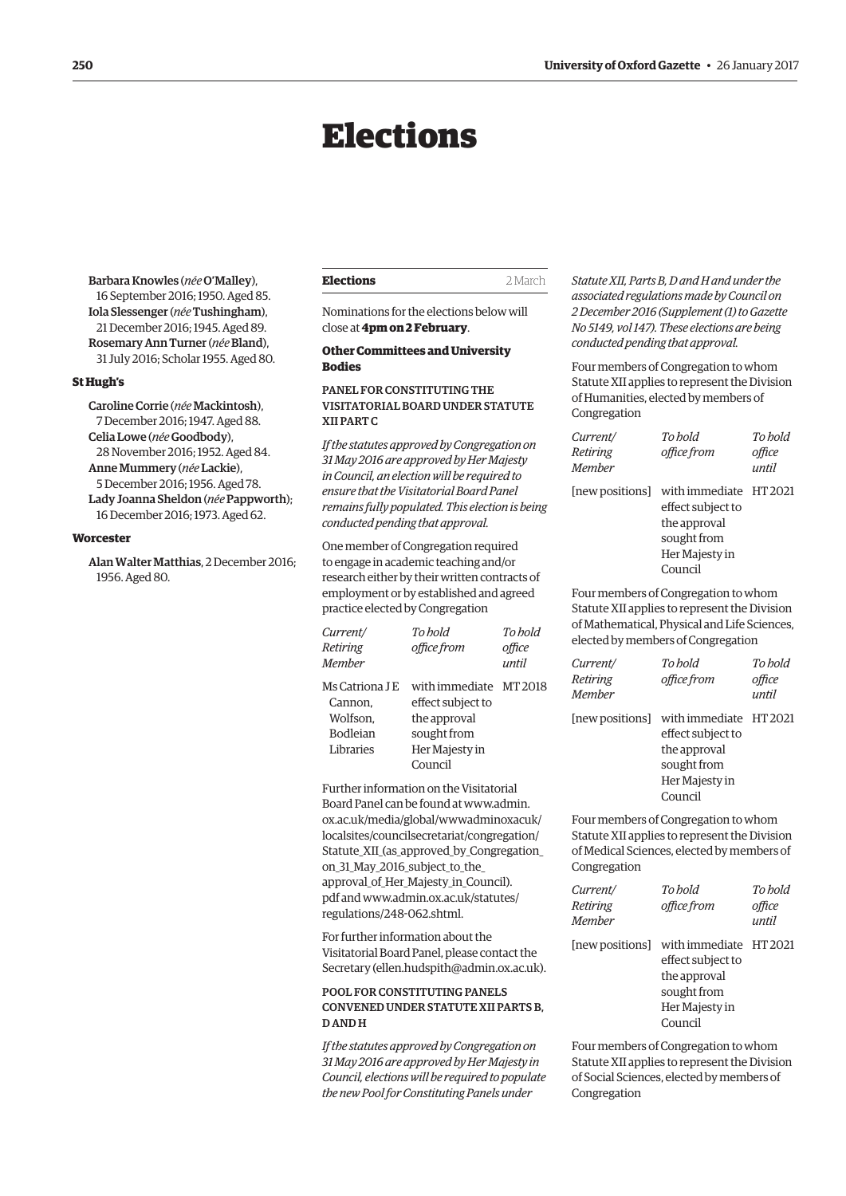# Elections

Barbara Knowles (*née* O'Malley), 16 September 2016; 1950. Aged 85.
Iola Slessenger (*née* Tushingham), 21 December 2016; 1945. Aged 89.
Rosemary Ann Turner (*née* Bland), 31 July 2016; Scholar 1955. Aged 80.

**St Hugh's**

Caroline Corrie (*née* Mackintosh), 7 December 2016; 1947. Aged 88.
Celia Lowe (*née* Goodbody), 28 November 2016; 1952. Aged 84.
Anne Mummery (*née* Lackie), 5 December 2016; 1956. Aged 78.
Lady Joanna Sheldon (*née* Pappworth); 16 December 2016; 1973. Aged 62.

**Worcester**

Alan Walter Matthias, 2 December 2016; 1956. Aged 80.

## Elections — 2 March

Nominations for the elections below will close at **4pm on 2 February**.

### Other Committees and University Bodies

#### PANEL FOR CONSTITUTING THE VISITATORIAL BOARD UNDER STATUTE XII PART C

*If the statutes approved by Congregation on 31 May 2016 are approved by Her Majesty in Council, an election will be required to ensure that the Visitatorial Board Panel remains fully populated. This election is being conducted pending that approval.*

One member of Congregation required to engage in academic teaching and/or research either by their written contracts of employment or by established and agreed practice elected by Congregation

| *Current/ Retiring Member* | *To hold office from* | *To hold office until* |
|---|---|---|
| Ms Catriona J E Cannon, Wolfson, Bodleian Libraries | with immediate effect subject to the approval sought from Her Majesty in Council | MT 2018 |

Further information on the Visitatorial Board Panel can be found at www.admin.ox.ac.uk/media/global/wwwadminoxacuk/localsites/councilsecretariat/congregation/Statute_XII_(as_approved_by_Congregation_on_31_May_2016_subject_to_the_approval_of_Her_Majesty_in_Council).pdf and www.admin.ox.ac.uk/statutes/regulations/248-062.shtml.

For further information about the Visitatorial Board Panel, please contact the Secretary (ellen.hudspith@admin.ox.ac.uk).

#### POOL FOR CONSTITUTING PANELS CONVENED UNDER STATUTE XII PARTS B, D AND H

*If the statutes approved by Congregation on 31 May 2016 are approved by Her Majesty in Council, elections will be required to populate the new Pool for Constituting Panels under Statute XII, Parts B, D and H and under the associated regulations made by Council on 2 December 2016 (Supplement (1) to Gazette No 5149, vol 147). These elections are being conducted pending that approval.*

Four members of Congregation to whom Statute XII applies to represent the Division of Humanities, elected by members of Congregation

| *Current/ Retiring Member* | *To hold office from* | *To hold office until* |
|---|---|---|
| [new positions] | with immediate effect subject to the approval sought from Her Majesty in Council | HT 2021 |

Four members of Congregation to whom Statute XII applies to represent the Division of Mathematical, Physical and Life Sciences, elected by members of Congregation

| *Current/ Retiring Member* | *To hold office from* | *To hold office until* |
|---|---|---|
| [new positions] | with immediate effect subject to the approval sought from Her Majesty in Council | HT 2021 |

Four members of Congregation to whom Statute XII applies to represent the Division of Medical Sciences, elected by members of Congregation

| *Current/ Retiring Member* | *To hold office from* | *To hold office until* |
|---|---|---|
| [new positions] | with immediate effect subject to the approval sought from Her Majesty in Council | HT 2021 |

Four members of Congregation to whom Statute XII applies to represent the Division of Social Sciences, elected by members of Congregation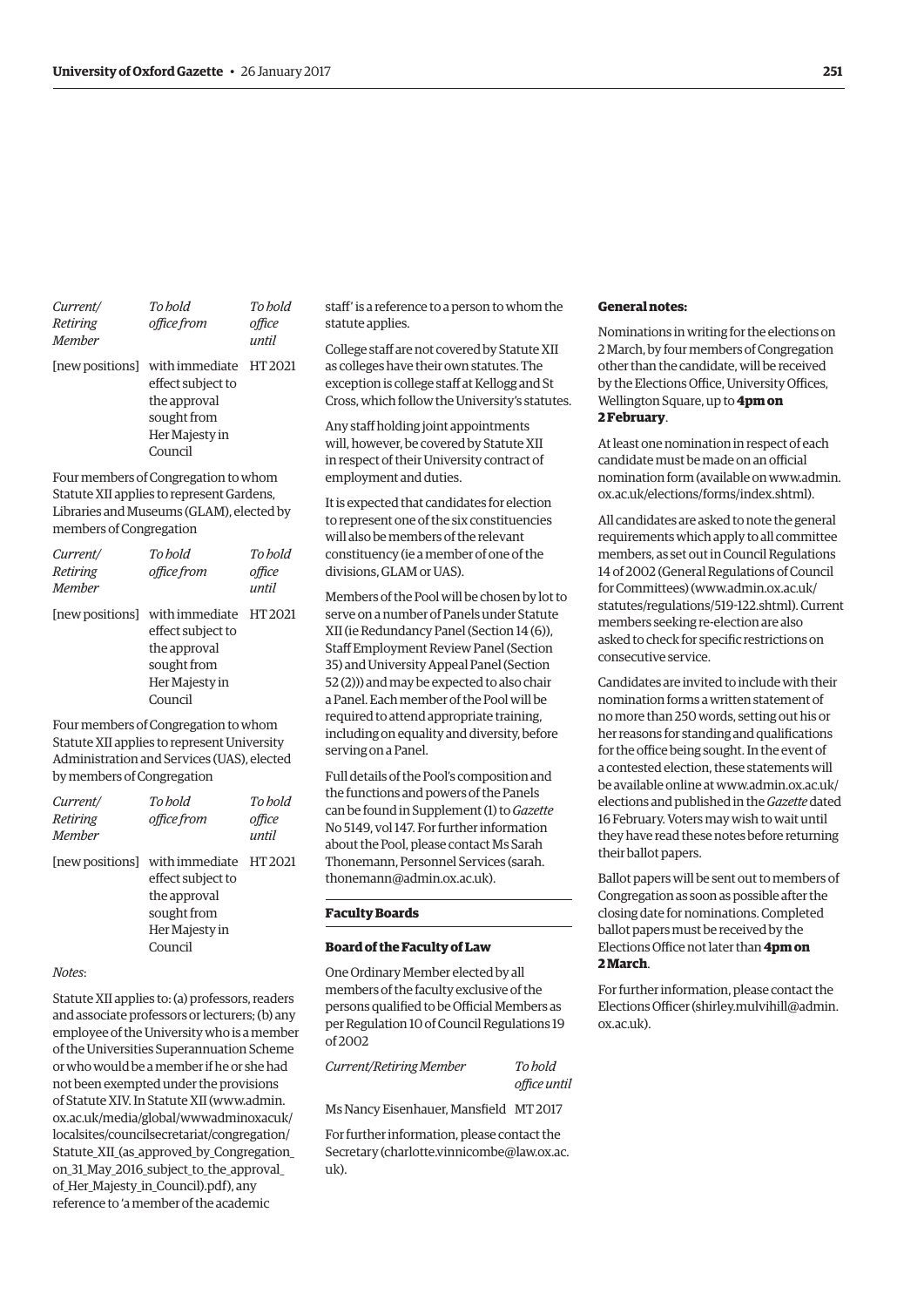| *Current/ Retiring Member* | *To hold office from* | *To hold office until* |
|---|---|---|
| [new positions] | with immediate effect subject to the approval sought from Her Majesty in Council | HT 2021 |

Four members of Congregation to whom Statute XII applies to represent Gardens, Libraries and Museums (GLAM), elected by members of Congregation

| *Current/ Retiring Member* | *To hold office from* | *To hold office until* |
|---|---|---|
| [new positions] | with immediate effect subject to the approval sought from Her Majesty in Council | HT 2021 |

Four members of Congregation to whom Statute XII applies to represent University Administration and Services (UAS), elected by members of Congregation

| *Current/ Retiring Member* | *To hold office from* | *To hold office until* |
|---|---|---|
| [new positions] | with immediate effect subject to the approval sought from Her Majesty in Council | HT 2021 |

*Notes*:

Statute XII applies to: (a) professors, readers and associate professors or lecturers; (b) any employee of the University who is a member of the Universities Superannuation Scheme or who would be a member if he or she had not been exempted under the provisions of Statute XIV. In Statute XII (www.admin.ox.ac.uk/media/global/wwwadminoxacuk/localsites/councilsecretariat/congregation/Statute_XII_(as_approved_by_Congregation_on_31_May_2016_subject_to_the_approval_of_Her_Majesty_in_Council).pdf), any reference to 'a member of the academic staff' is a reference to a person to whom the statute applies.

College staff are not covered by Statute XII as colleges have their own statutes. The exception is college staff at Kellogg and St Cross, which follow the University's statutes.

Any staff holding joint appointments will, however, be covered by Statute XII in respect of their University contract of employment and duties.

It is expected that candidates for election to represent one of the six constituencies will also be members of the relevant constituency (ie a member of one of the divisions, GLAM or UAS).

Members of the Pool will be chosen by lot to serve on a number of Panels under Statute XII (ie Redundancy Panel (Section 14 (6)), Staff Employment Review Panel (Section 35) and University Appeal Panel (Section 52 (2))) and may be expected to also chair a Panel. Each member of the Pool will be required to attend appropriate training, including on equality and diversity, before serving on a Panel.

Full details of the Pool's composition and the functions and powers of the Panels can be found in Supplement (1) to *Gazette* No 5149, vol 147. For further information about the Pool, please contact Ms Sarah Thonemann, Personnel Services (sarah.thonemann@admin.ox.ac.uk).

## Faculty Boards

### Board of the Faculty of Law

One Ordinary Member elected by all members of the faculty exclusive of the persons qualified to be Official Members as per Regulation 10 of Council Regulations 19 of 2002

| *Current/Retiring Member* | *To hold office until* |
|---|---|
| Ms Nancy Eisenhauer, Mansfield | MT 2017 |

For further information, please contact the Secretary (charlotte.vinnicombe@law.ox.ac.uk).

**General notes:**

Nominations in writing for the elections on 2 March, by four members of Congregation other than the candidate, will be received by the Elections Office, University Offices, Wellington Square, up to **4pm on 2 February**.

At least one nomination in respect of each candidate must be made on an official nomination form (available on www.admin.ox.ac.uk/elections/forms/index.shtml).

All candidates are asked to note the general requirements which apply to all committee members, as set out in Council Regulations 14 of 2002 (General Regulations of Council for Committees) (www.admin.ox.ac.uk/statutes/regulations/519-122.shtml). Current members seeking re-election are also asked to check for specific restrictions on consecutive service.

Candidates are invited to include with their nomination forms a written statement of no more than 250 words, setting out his or her reasons for standing and qualifications for the office being sought. In the event of a contested election, these statements will be available online at www.admin.ox.ac.uk/elections and published in the *Gazette* dated 16 February. Voters may wish to wait until they have read these notes before returning their ballot papers.

Ballot papers will be sent out to members of Congregation as soon as possible after the closing date for nominations. Completed ballot papers must be received by the Elections Office not later than **4pm on 2 March**.

For further information, please contact the Elections Officer (shirley.mulvihill@admin.ox.ac.uk).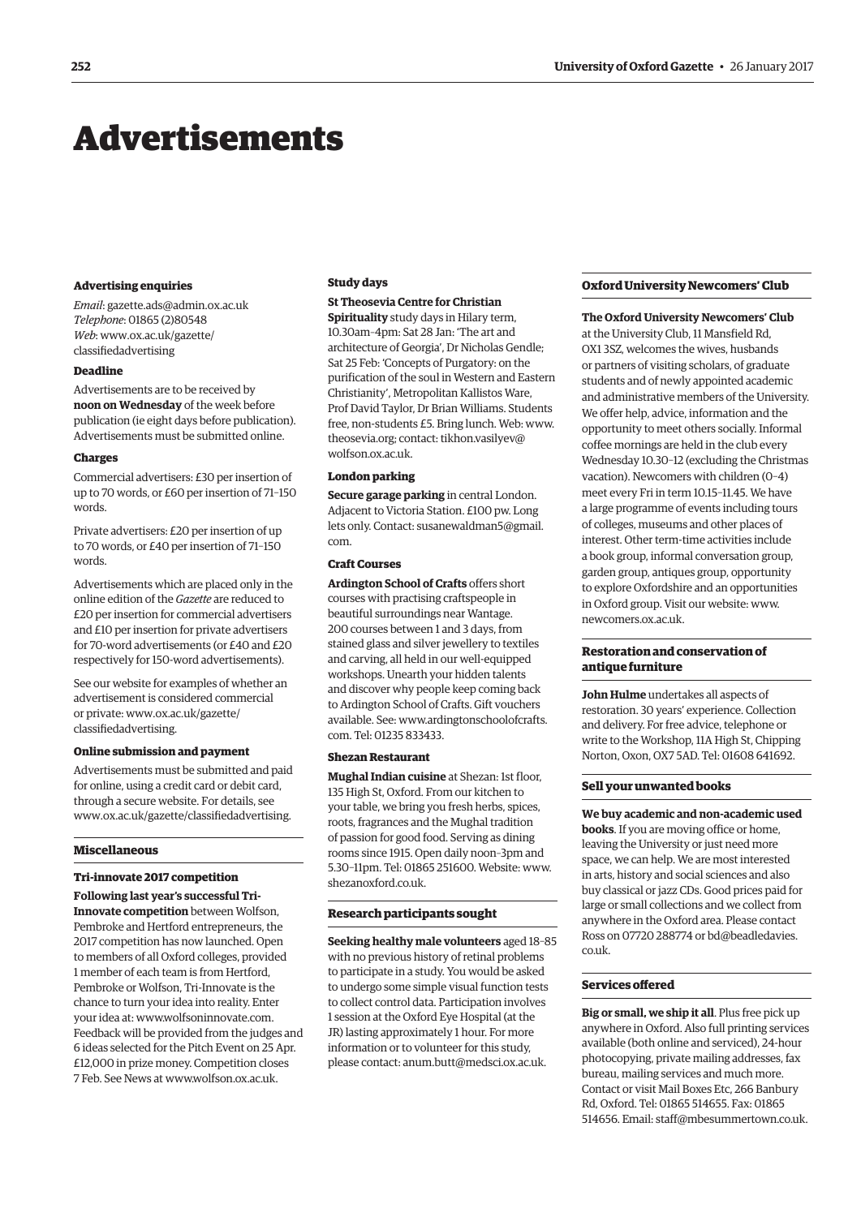# Advertisements

### Advertising enquiries

*Email*: gazette.ads@admin.ox.ac.uk
*Telephone*: 01865 (2)80548
*Web*: www.ox.ac.uk/gazette/classifiedadvertising

### Deadline

Advertisements are to be received by **noon on Wednesday** of the week before publication (ie eight days before publication). Advertisements must be submitted online.

### Charges

Commercial advertisers: £30 per insertion of up to 70 words, or £60 per insertion of 71–150 words.

Private advertisers: £20 per insertion of up to 70 words, or £40 per insertion of 71–150 words.

Advertisements which are placed only in the online edition of the *Gazette* are reduced to £20 per insertion for commercial advertisers and £10 per insertion for private advertisers for 70-word advertisements (or £40 and £20 respectively for 150-word advertisements).

See our website for examples of whether an advertisement is considered commercial or private: www.ox.ac.uk/gazette/classifiedadvertising.

### Online submission and payment

Advertisements must be submitted and paid for online, using a credit card or debit card, through a secure website. For details, see www.ox.ac.uk/gazette/classifiedadvertising.

## Miscellaneous

### Tri-innovate 2017 competition

**Following last year's successful Tri-Innovate competition** between Wolfson, Pembroke and Hertford entrepreneurs, the 2017 competition has now launched. Open to members of all Oxford colleges, provided 1 member of each team is from Hertford, Pembroke or Wolfson, Tri-Innovate is the chance to turn your idea into reality. Enter your idea at: www.wolfsoninnovate.com. Feedback will be provided from the judges and 6 ideas selected for the Pitch Event on 25 Apr. £12,000 in prize money. Competition closes 7 Feb. See News at www.wolfson.ox.ac.uk.

### Study days

**St Theosevia Centre for Christian Spirituality** study days in Hilary term, 10.30am–4pm: Sat 28 Jan: 'The art and architecture of Georgia', Dr Nicholas Gendle; Sat 25 Feb: 'Concepts of Purgatory: on the purification of the soul in Western and Eastern Christianity', Metropolitan Kallistos Ware, Prof David Taylor, Dr Brian Williams. Students free, non-students £5. Bring lunch. Web: www.theosevia.org; contact: tikhon.vasilyev@wolfson.ox.ac.uk.

### London parking

**Secure garage parking** in central London. Adjacent to Victoria Station. £100 pw. Long lets only. Contact: susanewaldman5@gmail.com.

### Craft Courses

**Ardington School of Crafts** offers short courses with practising craftspeople in beautiful surroundings near Wantage. 200 courses between 1 and 3 days, from stained glass and silver jewellery to textiles and carving, all held in our well-equipped workshops. Unearth your hidden talents and discover why people keep coming back to Ardington School of Crafts. Gift vouchers available. See: www.ardingtonschoolofcrafts.com. Tel: 01235 833433.

### Shezan Restaurant

**Mughal Indian cuisine** at Shezan: 1st floor, 135 High St, Oxford. From our kitchen to your table, we bring you fresh herbs, spices, roots, fragrances and the Mughal tradition of passion for good food. Serving as dining rooms since 1915. Open daily noon–3pm and 5.30–11pm. Tel: 01865 251600. Website: www.shezanoxford.co.uk.

## Research participants sought

**Seeking healthy male volunteers** aged 18–85 with no previous history of retinal problems to participate in a study. You would be asked to undergo some simple visual function tests to collect control data. Participation involves 1 session at the Oxford Eye Hospital (at the JR) lasting approximately 1 hour. For more information or to volunteer for this study, please contact: anum.butt@medsci.ox.ac.uk.

## Oxford University Newcomers' Club

**The Oxford University Newcomers' Club** at the University Club, 11 Mansfield Rd, OX1 3SZ, welcomes the wives, husbands or partners of visiting scholars, of graduate students and of newly appointed academic and administrative members of the University. We offer help, advice, information and the opportunity to meet others socially. Informal coffee mornings are held in the club every Wednesday 10.30–12 (excluding the Christmas vacation). Newcomers with children (0–4) meet every Fri in term 10.15–11.45. We have a large programme of events including tours of colleges, museums and other places of interest. Other term-time activities include a book group, informal conversation group, garden group, antiques group, opportunity to explore Oxfordshire and an opportunities in Oxford group. Visit our website: www.newcomers.ox.ac.uk.

## Restoration and conservation of antique furniture

**John Hulme** undertakes all aspects of restoration. 30 years' experience. Collection and delivery. For free advice, telephone or write to the Workshop, 11A High St, Chipping Norton, Oxon, OX7 5AD. Tel: 01608 641692.

## Sell your unwanted books

**We buy academic and non-academic used books**. If you are moving office or home, leaving the University or just need more space, we can help. We are most interested in arts, history and social sciences and also buy classical or jazz CDs. Good prices paid for large or small collections and we collect from anywhere in the Oxford area. Please contact Ross on 07720 288774 or bd@beadledavies.co.uk.

## Services offered

**Big or small, we ship it all**. Plus free pick up anywhere in Oxford. Also full printing services available (both online and serviced), 24-hour photocopying, private mailing addresses, fax bureau, mailing services and much more. Contact or visit Mail Boxes Etc, 266 Banbury Rd, Oxford. Tel: 01865 514655. Fax: 01865 514656. Email: staff@mbesummertown.co.uk.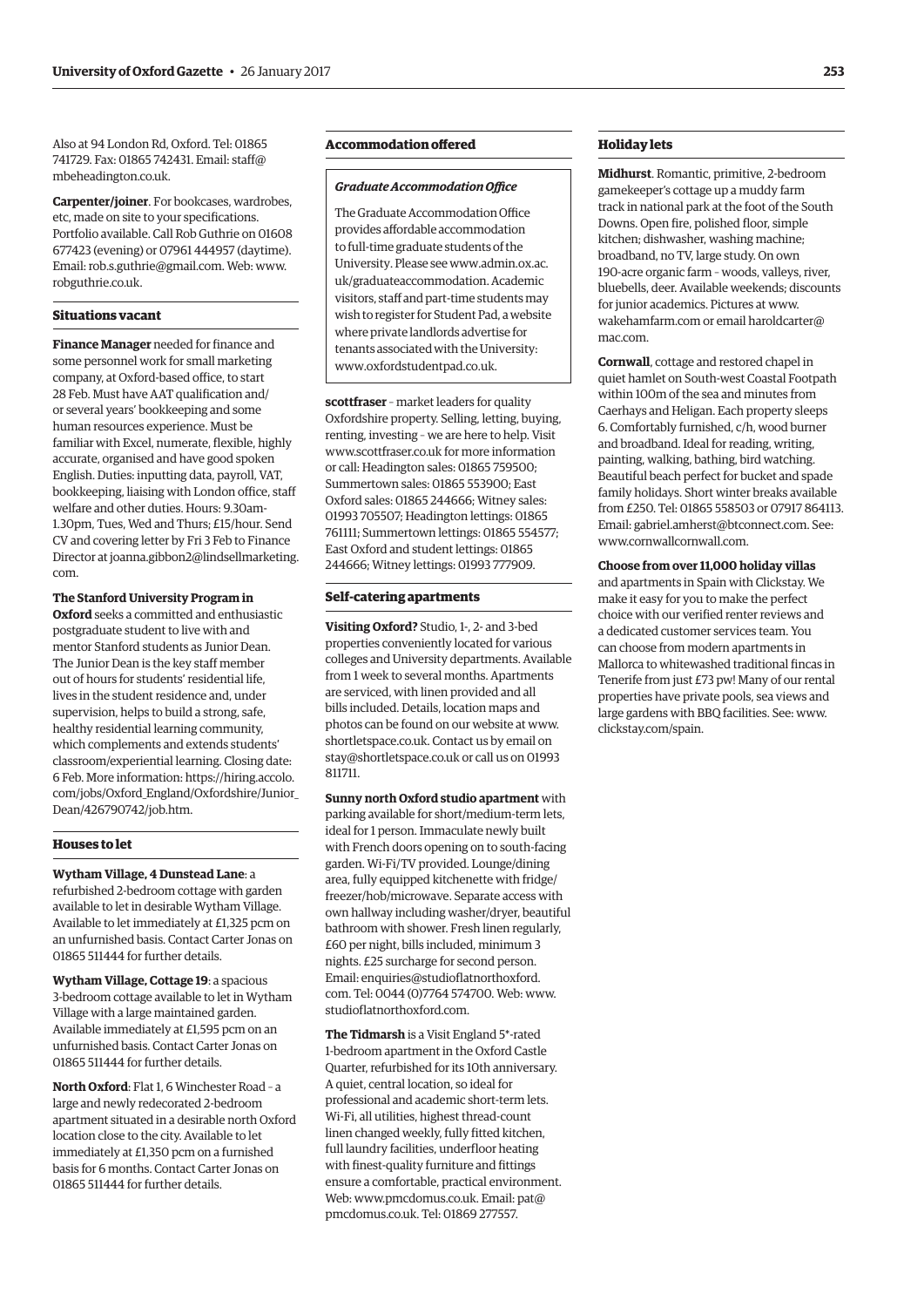Also at 94 London Rd, Oxford. Tel: 01865 741729. Fax: 01865 742431. Email: staff@mbeheadington.co.uk.

**Carpenter/joiner**. For bookcases, wardrobes, etc, made on site to your specifications. Portfolio available. Call Rob Guthrie on 01608 677423 (evening) or 07961 444957 (daytime). Email: rob.s.guthrie@gmail.com. Web: www.robguthrie.co.uk.

### Situations vacant

**Finance Manager** needed for finance and some personnel work for small marketing company, at Oxford-based office, to start 28 Feb. Must have AAT qualification and/or several years' bookkeeping and some human resources experience. Must be familiar with Excel, numerate, flexible, highly accurate, organised and have good spoken English. Duties: inputting data, payroll, VAT, bookkeeping, liaising with London office, staff welfare and other duties. Hours: 9.30am-1.30pm, Tues, Wed and Thurs; £15/hour. Send CV and covering letter by Fri 3 Feb to Finance Director at joanna.gibbon2@lindsellmarketing.com.

**The Stanford University Program in Oxford** seeks a committed and enthusiastic postgraduate student to live with and mentor Stanford students as Junior Dean. The Junior Dean is the key staff member out of hours for students' residential life, lives in the student residence and, under supervision, helps to build a strong, safe, healthy residential learning community, which complements and extends students' classroom/experiential learning. Closing date: 6 Feb. More information: https://hiring.accolo.com/jobs/Oxford_England/Oxfordshire/Junior_Dean/426790742/job.htm.

### Houses to let

**Wytham Village, 4 Dunstead Lane**: a refurbished 2-bedroom cottage with garden available to let in desirable Wytham Village. Available to let immediately at £1,325 pcm on an unfurnished basis. Contact Carter Jonas on 01865 511444 for further details.

**Wytham Village, Cottage 19**: a spacious 3-bedroom cottage available to let in Wytham Village with a large maintained garden. Available immediately at £1,595 pcm on an unfurnished basis. Contact Carter Jonas on 01865 511444 for further details.

**North Oxford**: Flat 1, 6 Winchester Road – a large and newly redecorated 2-bedroom apartment situated in a desirable north Oxford location close to the city. Available to let immediately at £1,350 pcm on a furnished basis for 6 months. Contact Carter Jonas on 01865 511444 for further details.

### Accommodation offered

*Graduate Accommodation Office*

The Graduate Accommodation Office provides affordable accommodation to full-time graduate students of the University. Please see www.admin.ox.ac.uk/graduateaccommodation. Academic visitors, staff and part-time students may wish to register for Student Pad, a website where private landlords advertise for tenants associated with the University: www.oxfordstudentpad.co.uk.

**scottfraser** – market leaders for quality Oxfordshire property. Selling, letting, buying, renting, investing – we are here to help. Visit www.scottfraser.co.uk for more information or call: Headington sales: 01865 759500; Summertown sales: 01865 553900; East Oxford sales: 01865 244666; Witney sales: 01993 705507; Headington lettings: 01865 761111; Summertown lettings: 01865 554577; East Oxford and student lettings: 01865 244666; Witney lettings: 01993 777909.

### Self-catering apartments

**Visiting Oxford?** Studio, 1-, 2- and 3-bed properties conveniently located for various colleges and University departments. Available from 1 week to several months. Apartments are serviced, with linen provided and all bills included. Details, location maps and photos can be found on our website at www.shortletspace.co.uk. Contact us by email on stay@shortletspace.co.uk or call us on 01993 811711.

**Sunny north Oxford studio apartment** with parking available for short/medium-term lets, ideal for 1 person. Immaculate newly built with French doors opening on to south-facing garden. Wi-Fi/TV provided. Lounge/dining area, fully equipped kitchenette with fridge/freezer/hob/microwave. Separate access with own hallway including washer/dryer, beautiful bathroom with shower. Fresh linen regularly, £60 per night, bills included, minimum 3 nights. £25 surcharge for second person. Email: enquiries@studioflatnorthoxford.com. Tel: 0044 (0)7764 574700. Web: www.studioflatnorthoxford.com.

**The Tidmarsh** is a Visit England 5*-rated 1-bedroom apartment in the Oxford Castle Quarter, refurbished for its 10th anniversary. A quiet, central location, so ideal for professional and academic short-term lets. Wi-Fi, all utilities, highest thread-count linen changed weekly, fully fitted kitchen, full laundry facilities, underfloor heating with finest-quality furniture and fittings ensure a comfortable, practical environment. Web: www.pmcdomus.co.uk. Email: pat@pmcdomus.co.uk. Tel: 01869 277557.

### Holiday lets

**Midhurst**. Romantic, primitive, 2-bedroom gamekeeper's cottage up a muddy farm track in national park at the foot of the South Downs. Open fire, polished floor, simple kitchen; dishwasher, washing machine; broadband, no TV, large study. On own 190-acre organic farm – woods, valleys, river, bluebells, deer. Available weekends; discounts for junior academics. Pictures at www.wakehamfarm.com or email haroldcarter@mac.com.

**Cornwall**, cottage and restored chapel in quiet hamlet on South-west Coastal Footpath within 100m of the sea and minutes from Caerhays and Heligan. Each property sleeps 6. Comfortably furnished, c/h, wood burner and broadband. Ideal for reading, writing, painting, walking, bathing, bird watching. Beautiful beach perfect for bucket and spade family holidays. Short winter breaks available from £250. Tel: 01865 558503 or 07917 864113. Email: gabriel.amherst@btconnect.com. See: www.cornwallcornwall.com.

**Choose from over 11,000 holiday villas** and apartments in Spain with Clickstay. We make it easy for you to make the perfect choice with our verified renter reviews and a dedicated customer services team. You can choose from modern apartments in Mallorca to whitewashed traditional fincas in Tenerife from just £73 pw! Many of our rental properties have private pools, sea views and large gardens with BBQ facilities. See: www.clickstay.com/spain.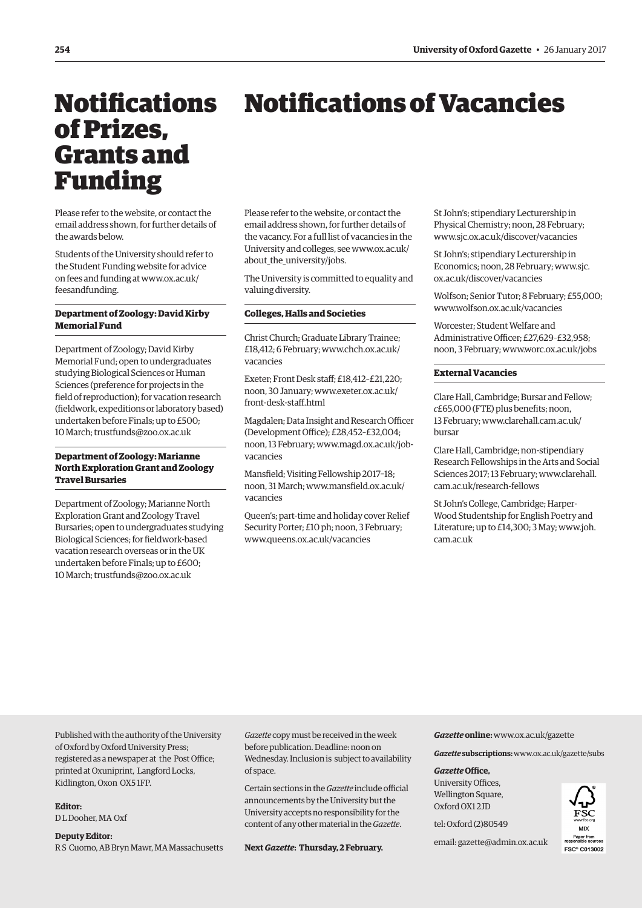# Notifications of Prizes, Grants and Funding

Please refer to the website, or contact the email address shown, for further details of the awards below.

Students of the University should refer to the Student Funding website for advice on fees and funding at www.ox.ac.uk/feesandfunding.

### Department of Zoology: David Kirby Memorial Fund

Department of Zoology; David Kirby Memorial Fund; open to undergraduates studying Biological Sciences or Human Sciences (preference for projects in the field of reproduction); for vacation research (fieldwork, expeditions or laboratory based) undertaken before Finals; up to £500; 10 March; trustfunds@zoo.ox.ac.uk

### Department of Zoology: Marianne North Exploration Grant and Zoology Travel Bursaries

Department of Zoology; Marianne North Exploration Grant and Zoology Travel Bursaries; open to undergraduates studying Biological Sciences; for fieldwork-based vacation research overseas or in the UK undertaken before Finals; up to £600; 10 March; trustfunds@zoo.ox.ac.uk

# Notifications of Vacancies

Please refer to the website, or contact the email address shown, for further details of the vacancy. For a full list of vacancies in the University and colleges, see www.ox.ac.uk/about_the_university/jobs.

The University is committed to equality and valuing diversity.

### Colleges, Halls and Societies

Christ Church; Graduate Library Trainee; £18,412; 6 February; www.chch.ox.ac.uk/vacancies

Exeter; Front Desk staff; £18,412–£21,220; noon, 30 January; www.exeter.ox.ac.uk/front-desk-staff.html

Magdalen; Data Insight and Research Officer (Development Office); £28,452–£32,004; noon, 13 February; www.magd.ox.ac.uk/job-vacancies

Mansfield; Visiting Fellowship 2017–18; noon, 31 March; www.mansfield.ox.ac.uk/vacancies

Queen's; part-time and holiday cover Relief Security Porter; £10 ph; noon, 3 February; www.queens.ox.ac.uk/vacancies

St John's; stipendiary Lecturership in Physical Chemistry; noon, 28 February; www.sjc.ox.ac.uk/discover/vacancies

St John's; stipendiary Lecturership in Economics; noon, 28 February; www.sjc.ox.ac.uk/discover/vacancies

Wolfson; Senior Tutor; 8 February; £55,000; www.wolfson.ox.ac.uk/vacancies

Worcester; Student Welfare and Administrative Officer; £27,629–£32,958; noon, 3 February; www.worc.ox.ac.uk/jobs

### External Vacancies

Clare Hall, Cambridge; Bursar and Fellow; *c*£65,000 (FTE) plus benefits; noon, 13 February; www.clarehall.cam.ac.uk/bursar

Clare Hall, Cambridge; non-stipendiary Research Fellowships in the Arts and Social Sciences 2017; 13 February; www.clarehall.cam.ac.uk/research-fellows

St John's College, Cambridge; Harper-Wood Studentship for English Poetry and Literature; up to £14,300; 3 May; www.joh.cam.ac.uk

---

Published with the authority of the University of Oxford by Oxford University Press; registered as a newspaper at the Post Office; printed at Oxuniprint, Langford Locks, Kidlington, Oxon OX5 1FP.

**Editor:**
D L Dooher, MA Oxf

**Deputy Editor:**
R S Cuomo, AB Bryn Mawr, MA Massachusetts

*Gazette* copy must be received in the week before publication. Deadline: noon on Wednesday. Inclusion is subject to availability of space.

Certain sections in the *Gazette* include official announcements by the University but the University accepts no responsibility for the content of any other material in the *Gazette*.

**Next *Gazette*: Thursday, 2 February.**

***Gazette* online:** www.ox.ac.uk/gazette

***Gazette* subscriptions:** www.ox.ac.uk/gazette/subs

***Gazette* Office,**
University Offices,
Wellington Square,
Oxford OX1 2JD

tel: Oxford (2)80549

email: gazette@admin.ox.ac.uk

FSC www.fsc.org MIX Paper from responsible sources FSC® C013002